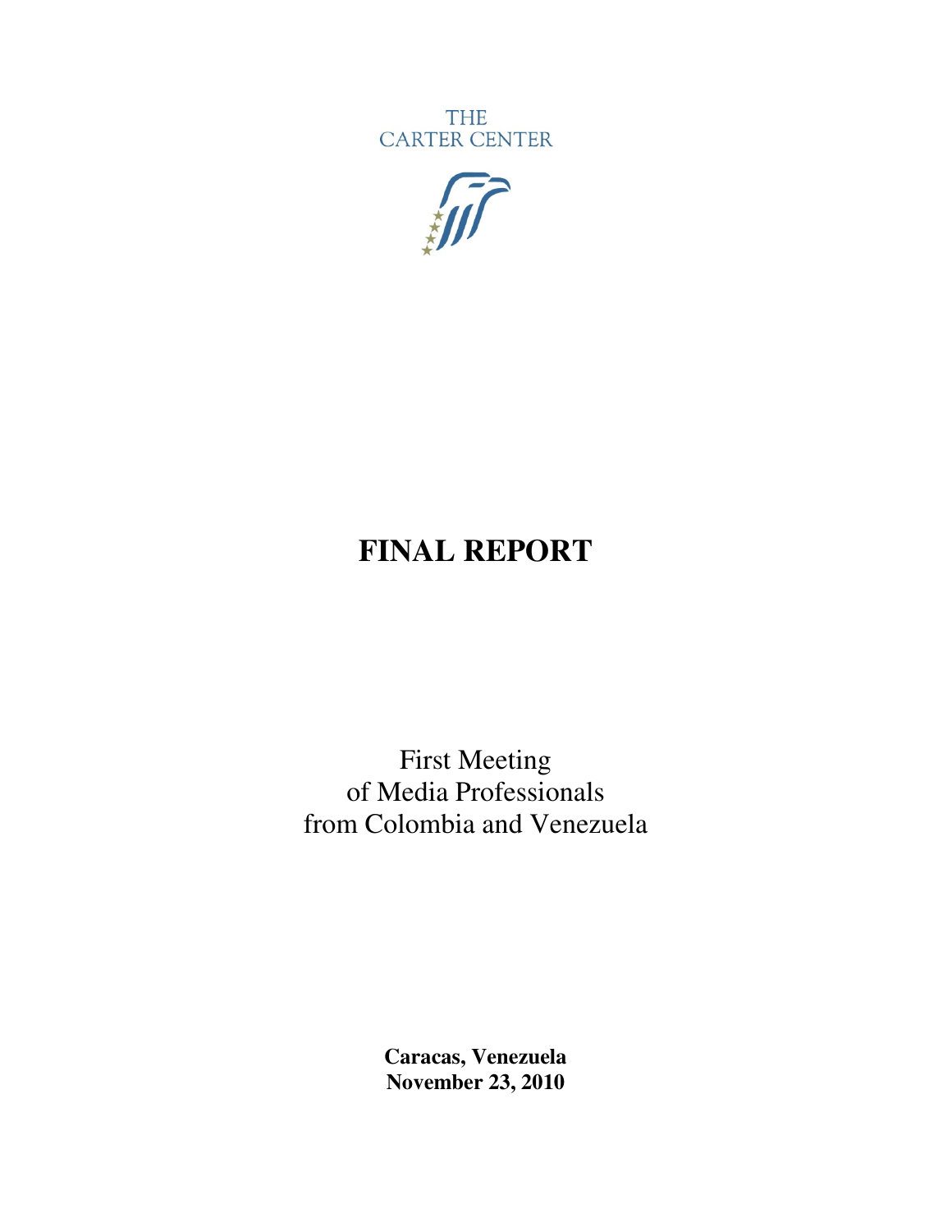THE
CARTER CENTER

# FINAL REPORT

First Meeting
of Media Professionals
from Colombia and Venezuela

**Caracas, Venezuela**
**November 23, 2010**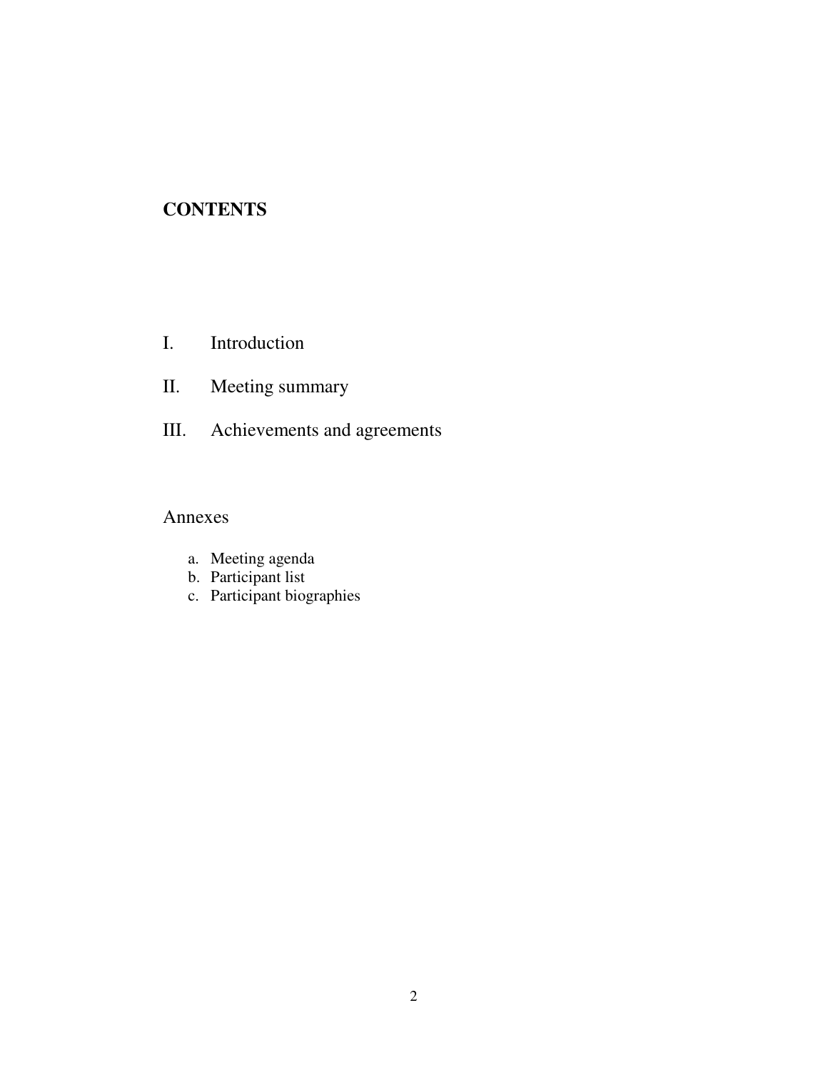# CONTENTS

I. Introduction

II. Meeting summary

III. Achievements and agreements

Annexes

a. Meeting agenda
b. Participant list
c. Participant biographies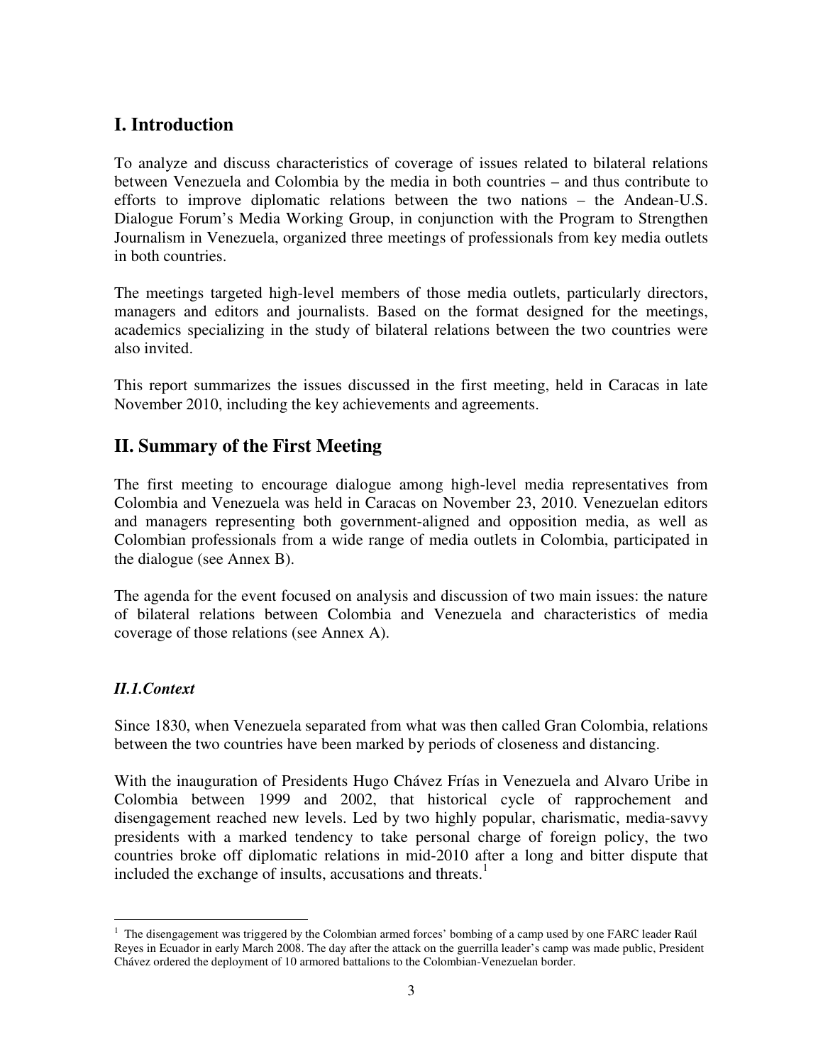## I. Introduction

To analyze and discuss characteristics of coverage of issues related to bilateral relations between Venezuela and Colombia by the media in both countries – and thus contribute to efforts to improve diplomatic relations between the two nations – the Andean-U.S. Dialogue Forum's Media Working Group, in conjunction with the Program to Strengthen Journalism in Venezuela, organized three meetings of professionals from key media outlets in both countries.

The meetings targeted high-level members of those media outlets, particularly directors, managers and editors and journalists. Based on the format designed for the meetings, academics specializing in the study of bilateral relations between the two countries were also invited.

This report summarizes the issues discussed in the first meeting, held in Caracas in late November 2010, including the key achievements and agreements.

## II. Summary of the First Meeting

The first meeting to encourage dialogue among high-level media representatives from Colombia and Venezuela was held in Caracas on November 23, 2010. Venezuelan editors and managers representing both government-aligned and opposition media, as well as Colombian professionals from a wide range of media outlets in Colombia, participated in the dialogue (see Annex B).

The agenda for the event focused on analysis and discussion of two main issues: the nature of bilateral relations between Colombia and Venezuela and characteristics of media coverage of those relations (see Annex A).

### *II.1.Context*

Since 1830, when Venezuela separated from what was then called Gran Colombia, relations between the two countries have been marked by periods of closeness and distancing.

With the inauguration of Presidents Hugo Chávez Frías in Venezuela and Alvaro Uribe in Colombia between 1999 and 2002, that historical cycle of rapprochement and disengagement reached new levels. Led by two highly popular, charismatic, media-savvy presidents with a marked tendency to take personal charge of foreign policy, the two countries broke off diplomatic relations in mid-2010 after a long and bitter dispute that included the exchange of insults, accusations and threats.[1]

---

[1] The disengagement was triggered by the Colombian armed forces' bombing of a camp used by one FARC leader Raúl Reyes in Ecuador in early March 2008. The day after the attack on the guerrilla leader's camp was made public, President Chávez ordered the deployment of 10 armored battalions to the Colombian-Venezuelan border.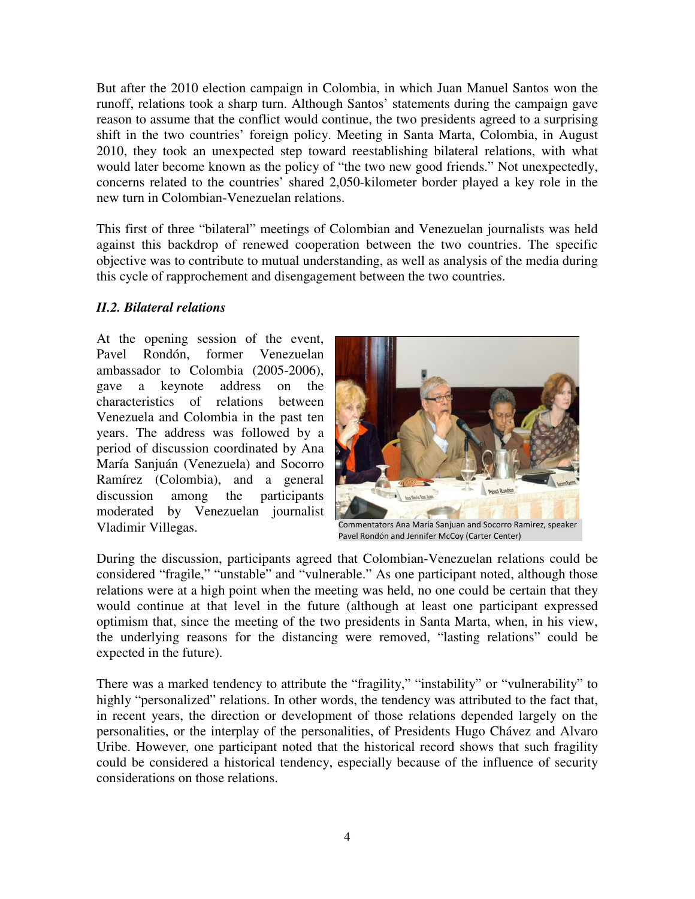But after the 2010 election campaign in Colombia, in which Juan Manuel Santos won the runoff, relations took a sharp turn. Although Santos' statements during the campaign gave reason to assume that the conflict would continue, the two presidents agreed to a surprising shift in the two countries' foreign policy. Meeting in Santa Marta, Colombia, in August 2010, they took an unexpected step toward reestablishing bilateral relations, with what would later become known as the policy of "the two new good friends." Not unexpectedly, concerns related to the countries' shared 2,050-kilometer border played a key role in the new turn in Colombian-Venezuelan relations.

This first of three "bilateral" meetings of Colombian and Venezuelan journalists was held against this backdrop of renewed cooperation between the two countries. The specific objective was to contribute to mutual understanding, as well as analysis of the media during this cycle of rapprochement and disengagement between the two countries.

### *II.2. Bilateral relations*

At the opening session of the event, Pavel Rondón, former Venezuelan ambassador to Colombia (2005-2006), gave a keynote address on the characteristics of relations between Venezuela and Colombia in the past ten years. The address was followed by a period of discussion coordinated by Ana María Sanjuán (Venezuela) and Socorro Ramírez (Colombia), and a general discussion among the participants moderated by Venezuelan journalist Vladimir Villegas.

Commentators Ana Maria Sanjuan and Socorro Ramirez, speaker Pavel Rondón and Jennifer McCoy (Carter Center)

During the discussion, participants agreed that Colombian-Venezuelan relations could be considered "fragile," "unstable" and "vulnerable." As one participant noted, although those relations were at a high point when the meeting was held, no one could be certain that they would continue at that level in the future (although at least one participant expressed optimism that, since the meeting of the two presidents in Santa Marta, when, in his view, the underlying reasons for the distancing were removed, "lasting relations" could be expected in the future).

There was a marked tendency to attribute the "fragility," "instability" or "vulnerability" to highly "personalized" relations. In other words, the tendency was attributed to the fact that, in recent years, the direction or development of those relations depended largely on the personalities, or the interplay of the personalities, of Presidents Hugo Chávez and Alvaro Uribe. However, one participant noted that the historical record shows that such fragility could be considered a historical tendency, especially because of the influence of security considerations on those relations.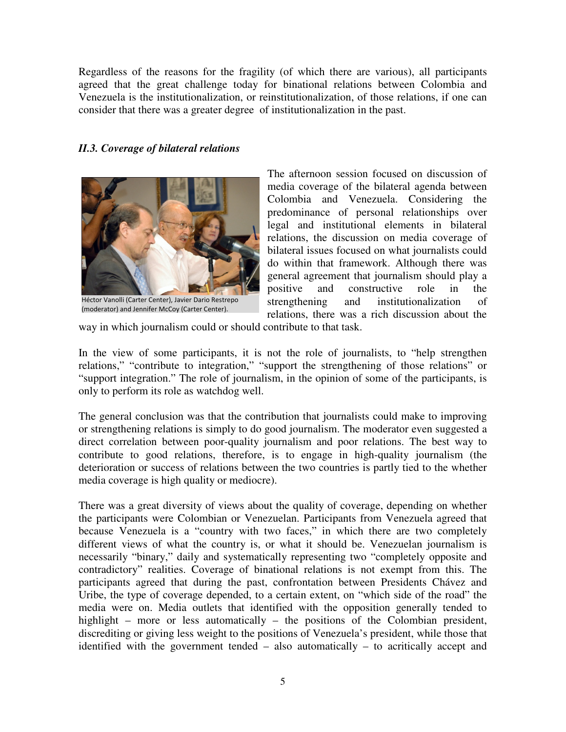Regardless of the reasons for the fragility (of which there are various), all participants agreed that the great challenge today for binational relations between Colombia and Venezuela is the institutionalization, or reinstitutionalization, of those relations, if one can consider that there was a greater degree of institutionalization in the past.

### *II.3. Coverage of bilateral relations*

Héctor Vanolli (Carter Center), Javier Dario Restrepo (moderator) and Jennifer McCoy (Carter Center).

The afternoon session focused on discussion of media coverage of the bilateral agenda between Colombia and Venezuela. Considering the predominance of personal relationships over legal and institutional elements in bilateral relations, the discussion on media coverage of bilateral issues focused on what journalists could do within that framework. Although there was general agreement that journalism should play a positive and constructive role in the strengthening and institutionalization of relations, there was a rich discussion about the way in which journalism could or should contribute to that task.

In the view of some participants, it is not the role of journalists, to "help strengthen relations," "contribute to integration," "support the strengthening of those relations" or "support integration." The role of journalism, in the opinion of some of the participants, is only to perform its role as watchdog well.

The general conclusion was that the contribution that journalists could make to improving or strengthening relations is simply to do good journalism. The moderator even suggested a direct correlation between poor-quality journalism and poor relations. The best way to contribute to good relations, therefore, is to engage in high-quality journalism (the deterioration or success of relations between the two countries is partly tied to the whether media coverage is high quality or mediocre).

There was a great diversity of views about the quality of coverage, depending on whether the participants were Colombian or Venezuelan. Participants from Venezuela agreed that because Venezuela is a "country with two faces," in which there are two completely different views of what the country is, or what it should be. Venezuelan journalism is necessarily "binary," daily and systematically representing two "completely opposite and contradictory" realities. Coverage of binational relations is not exempt from this. The participants agreed that during the past, confrontation between Presidents Chávez and Uribe, the type of coverage depended, to a certain extent, on "which side of the road" the media were on. Media outlets that identified with the opposition generally tended to highlight – more or less automatically – the positions of the Colombian president, discrediting or giving less weight to the positions of Venezuela's president, while those that identified with the government tended – also automatically – to acritically accept and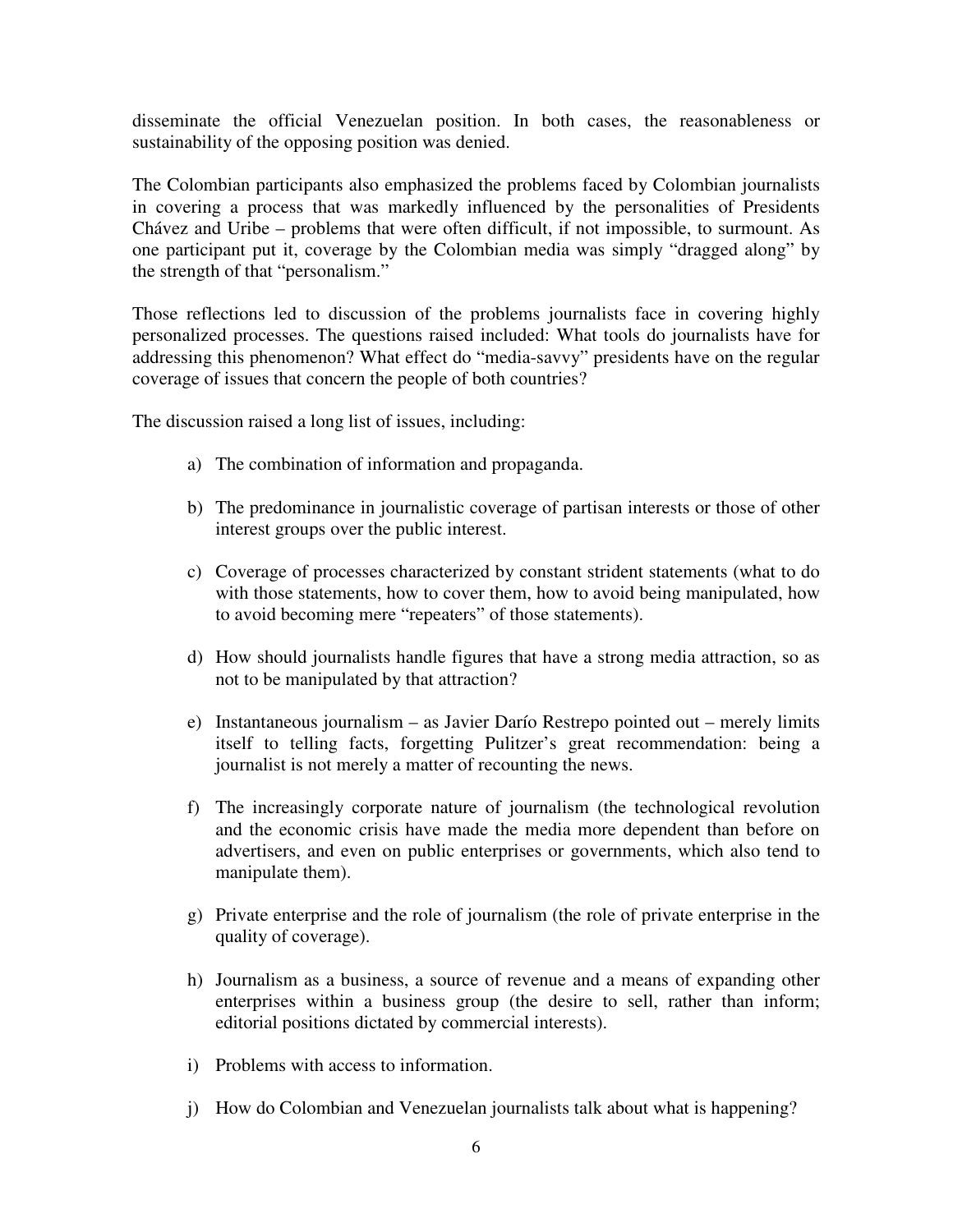disseminate the official Venezuelan position. In both cases, the reasonableness or sustainability of the opposing position was denied.

The Colombian participants also emphasized the problems faced by Colombian journalists in covering a process that was markedly influenced by the personalities of Presidents Chávez and Uribe – problems that were often difficult, if not impossible, to surmount. As one participant put it, coverage by the Colombian media was simply "dragged along" by the strength of that "personalism."

Those reflections led to discussion of the problems journalists face in covering highly personalized processes. The questions raised included: What tools do journalists have for addressing this phenomenon? What effect do "media-savvy" presidents have on the regular coverage of issues that concern the people of both countries?

The discussion raised a long list of issues, including:

a) The combination of information and propaganda.

b) The predominance in journalistic coverage of partisan interests or those of other interest groups over the public interest.

c) Coverage of processes characterized by constant strident statements (what to do with those statements, how to cover them, how to avoid being manipulated, how to avoid becoming mere "repeaters" of those statements).

d) How should journalists handle figures that have a strong media attraction, so as not to be manipulated by that attraction?

e) Instantaneous journalism – as Javier Darío Restrepo pointed out – merely limits itself to telling facts, forgetting Pulitzer's great recommendation: being a journalist is not merely a matter of recounting the news.

f) The increasingly corporate nature of journalism (the technological revolution and the economic crisis have made the media more dependent than before on advertisers, and even on public enterprises or governments, which also tend to manipulate them).

g) Private enterprise and the role of journalism (the role of private enterprise in the quality of coverage).

h) Journalism as a business, a source of revenue and a means of expanding other enterprises within a business group (the desire to sell, rather than inform; editorial positions dictated by commercial interests).

i) Problems with access to information.

j) How do Colombian and Venezuelan journalists talk about what is happening?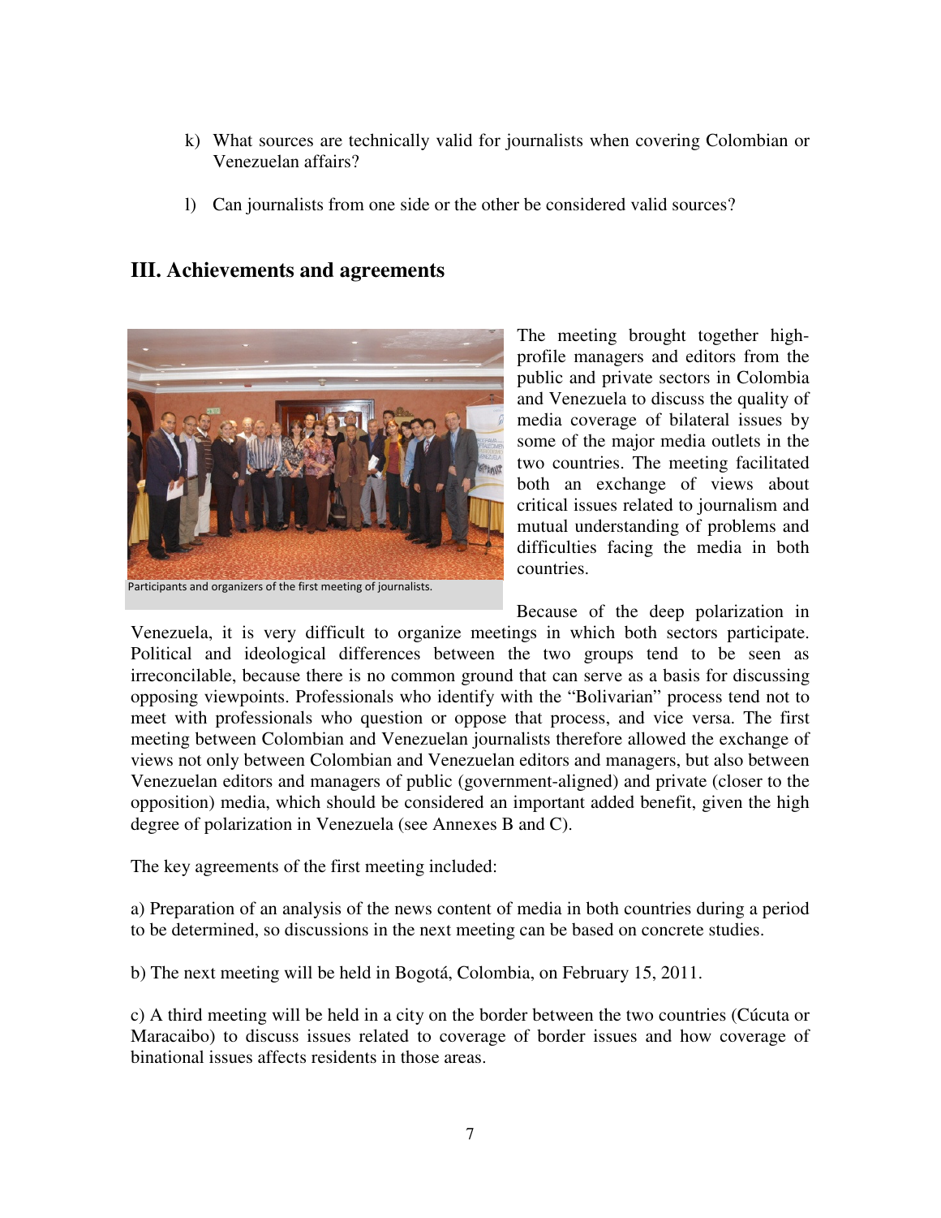k) What sources are technically valid for journalists when covering Colombian or Venezuelan affairs?

l) Can journalists from one side or the other be considered valid sources?

## III. Achievements and agreements

Participants and organizers of the first meeting of journalists.

The meeting brought together high-profile managers and editors from the public and private sectors in Colombia and Venezuela to discuss the quality of media coverage of bilateral issues by some of the major media outlets in the two countries. The meeting facilitated both an exchange of views about critical issues related to journalism and mutual understanding of problems and difficulties facing the media in both countries.

Because of the deep polarization in Venezuela, it is very difficult to organize meetings in which both sectors participate. Political and ideological differences between the two groups tend to be seen as irreconcilable, because there is no common ground that can serve as a basis for discussing opposing viewpoints. Professionals who identify with the "Bolivarian" process tend not to meet with professionals who question or oppose that process, and vice versa. The first meeting between Colombian and Venezuelan journalists therefore allowed the exchange of views not only between Colombian and Venezuelan editors and managers, but also between Venezuelan editors and managers of public (government-aligned) and private (closer to the opposition) media, which should be considered an important added benefit, given the high degree of polarization in Venezuela (see Annexes B and C).

The key agreements of the first meeting included:

a) Preparation of an analysis of the news content of media in both countries during a period to be determined, so discussions in the next meeting can be based on concrete studies.

b) The next meeting will be held in Bogotá, Colombia, on February 15, 2011.

c) A third meeting will be held in a city on the border between the two countries (Cúcuta or Maracaibo) to discuss issues related to coverage of border issues and how coverage of binational issues affects residents in those areas.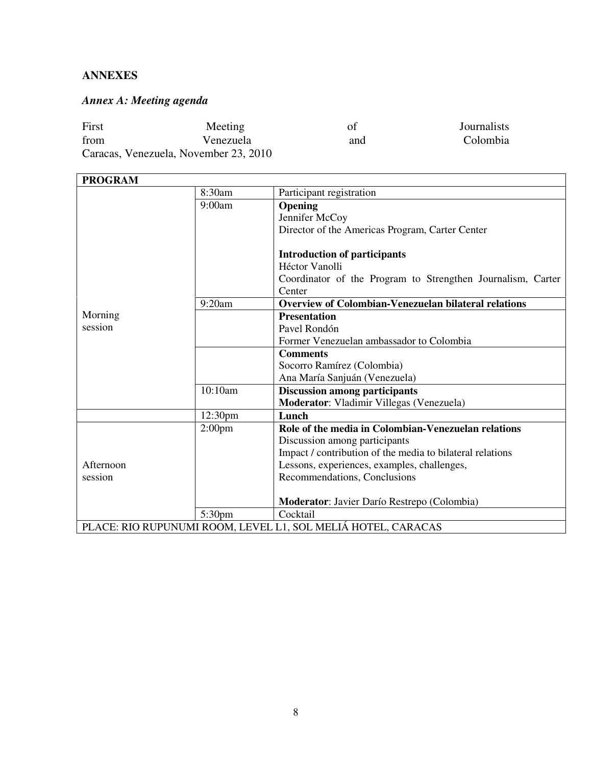## ANNEXES

### *Annex A: Meeting agenda*

First Meeting of Journalists from Venezuela and Colombia
Caracas, Venezuela, November 23, 2010

| **PROGRAM** | | |
|---|---|---|
| Morning session | 8:30am | Participant registration |
| | 9:00am | **Opening**<br>Jennifer McCoy<br>Director of the Americas Program, Carter Center<br><br>**Introduction of participants**<br>Héctor Vanolli<br>Coordinator of the Program to Strengthen Journalism, Carter Center |
| | 9:20am | **Overview of Colombian-Venezuelan bilateral relations** |
| | | **Presentation**<br>Pavel Rondón<br>Former Venezuelan ambassador to Colombia |
| | | **Comments**<br>Socorro Ramírez (Colombia)<br>Ana María Sanjuán (Venezuela) |
| | 10:10am | **Discussion among participants**<br>**Moderator**: Vladimir Villegas (Venezuela) |
| | 12:30pm | **Lunch** |
| Afternoon session | 2:00pm | **Role of the media in Colombian-Venezuelan relations**<br>Discussion among participants<br>Impact / contribution of the media to bilateral relations<br>Lessons, experiences, examples, challenges,<br>Recommendations, Conclusions<br><br>**Moderator**: Javier Darío Restrepo (Colombia) |
| | 5:30pm | Cocktail |
| PLACE: RIO RUPUNUMI ROOM, LEVEL L1, SOL MELIÁ HOTEL, CARACAS | | |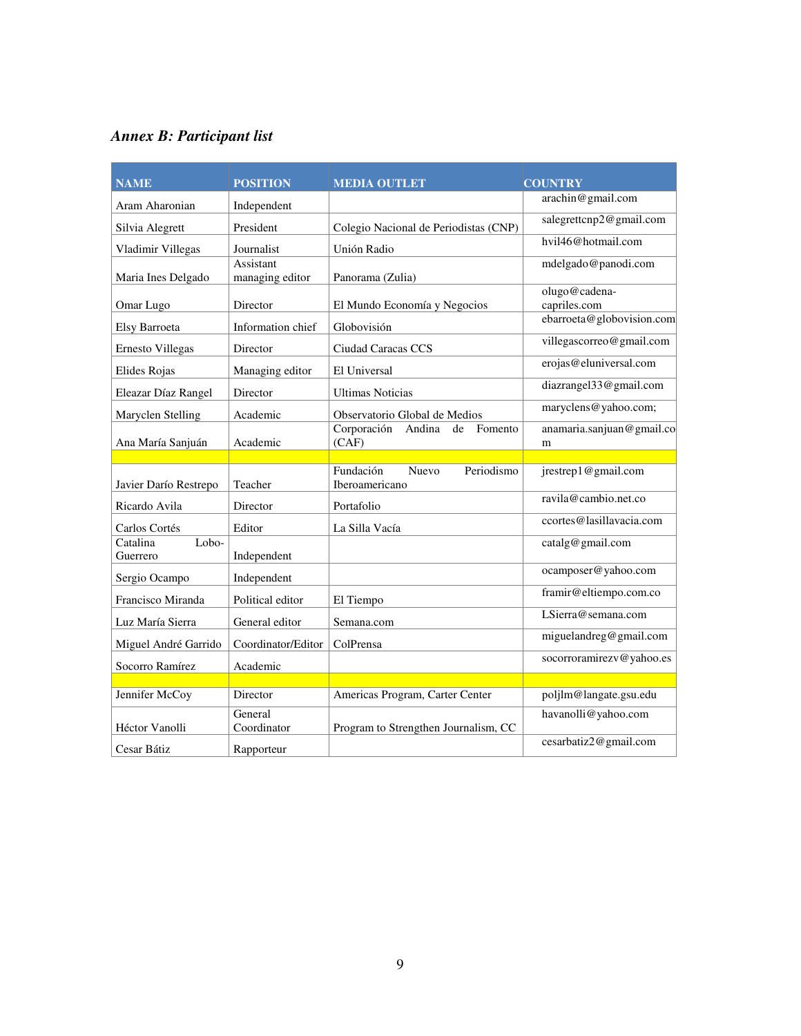### *Annex B: Participant list*

| NAME | POSITION | MEDIA OUTLET | COUNTRY |
|---|---|---|---|
| Aram Aharonian | Independent | | arachin@gmail.com |
| Silvia Alegrett | President | Colegio Nacional de Periodistas (CNP) | salegrettcnp2@gmail.com |
| Vladimir Villegas | Journalist | Unión Radio | hvil46@hotmail.com |
| Maria Ines Delgado | Assistant managing editor | Panorama (Zulia) | mdelgado@panodi.com |
| Omar Lugo | Director | El Mundo Economía y Negocios | olugo@cadena-capriles.com |
| Elsy Barroeta | Information chief | Globovisión | ebarroeta@globovision.com |
| Ernesto Villegas | Director | Ciudad Caracas CCS | villegascorreo@gmail.com |
| Elides Rojas | Managing editor | El Universal | erojas@eluniversal.com |
| Eleazar Díaz Rangel | Director | Ultimas Noticias | diazrangel33@gmail.com |
| Maryclen Stelling | Academic | Observatorio Global de Medios | maryclens@yahoo.com; |
| Ana María Sanjuán | Academic | Corporación Andina de Fomento (CAF) | anamaria.sanjuan@gmail.com |
| | | | |
| Javier Darío Restrepo | Teacher | Fundación Nuevo Periodismo Iberoamericano | jrestrep1@gmail.com |
| Ricardo Avila | Director | Portafolio | ravila@cambio.net.co |
| Carlos Cortés | Editor | La Silla Vacía | ccortes@lasillavacia.com |
| Catalina Lobo-Guerrero | Independent | | catalg@gmail.com |
| Sergio Ocampo | Independent | | ocamposer@yahoo.com |
| Francisco Miranda | Political editor | El Tiempo | framir@eltiempo.com.co |
| Luz María Sierra | General editor | Semana.com | LSierra@semana.com |
| Miguel André Garrido | Coordinator/Editor | ColPrensa | miguelandreg@gmail.com |
| Socorro Ramírez | Academic | | socorroramirezv@yahoo.es |
| | | | |
| Jennifer McCoy | Director | Americas Program, Carter Center | poljlm@langate.gsu.edu |
| Héctor Vanolli | General Coordinator | Program to Strengthen Journalism, CC | havanolli@yahoo.com |
| Cesar Bátiz | Rapporteur | | cesarbatiz2@gmail.com |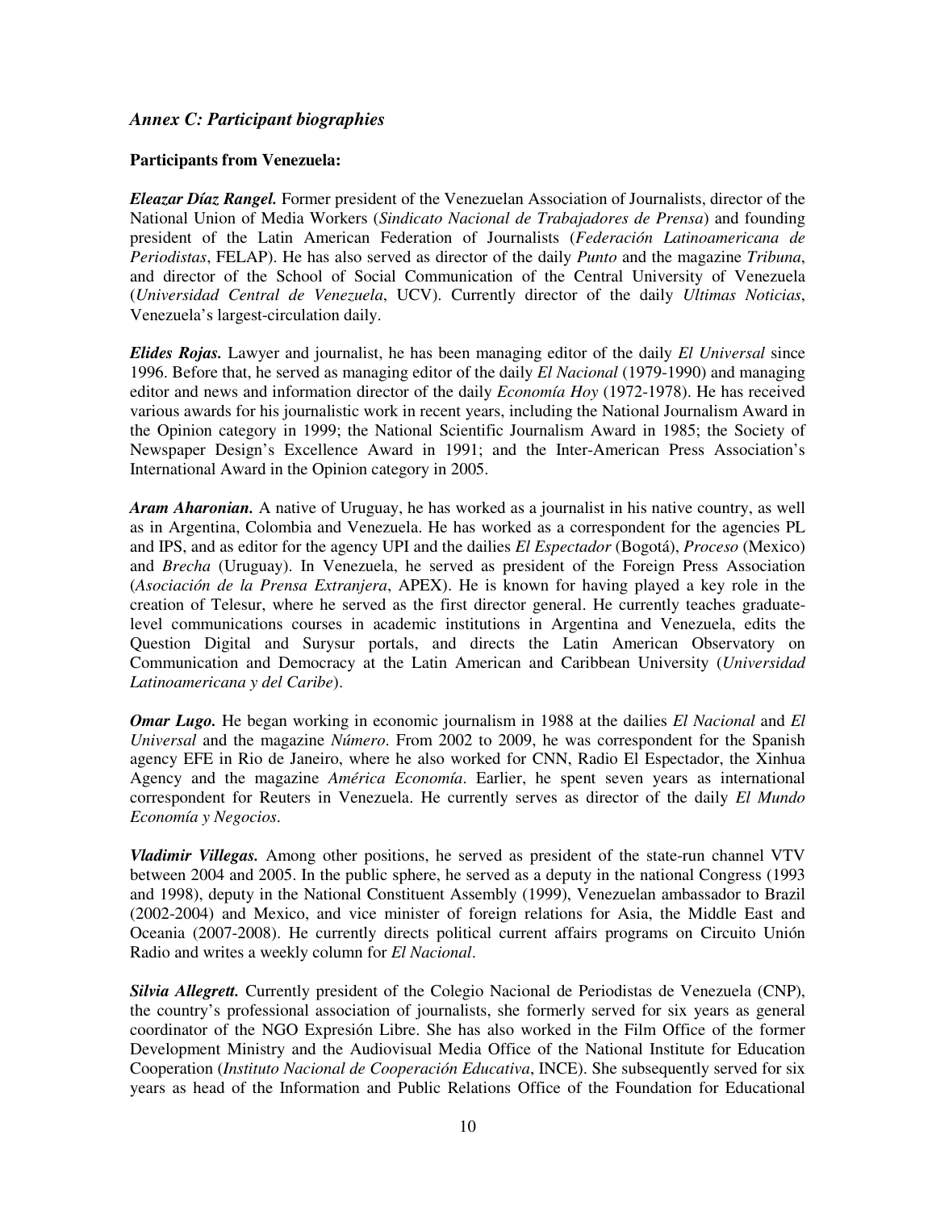### *Annex C: Participant biographies*

**Participants from Venezuela:**

***Eleazar Díaz Rangel.*** Former president of the Venezuelan Association of Journalists, director of the National Union of Media Workers (*Sindicato Nacional de Trabajadores de Prensa*) and founding president of the Latin American Federation of Journalists (*Federación Latinoamericana de Periodistas*, FELAP). He has also served as director of the daily *Punto* and the magazine *Tribuna*, and director of the School of Social Communication of the Central University of Venezuela (*Universidad Central de Venezuela*, UCV). Currently director of the daily *Ultimas Noticias*, Venezuela's largest-circulation daily.

***Elides Rojas.*** Lawyer and journalist, he has been managing editor of the daily *El Universal* since 1996. Before that, he served as managing editor of the daily *El Nacional* (1979-1990) and managing editor and news and information director of the daily *Economía Hoy* (1972-1978). He has received various awards for his journalistic work in recent years, including the National Journalism Award in the Opinion category in 1999; the National Scientific Journalism Award in 1985; the Society of Newspaper Design's Excellence Award in 1991; and the Inter-American Press Association's International Award in the Opinion category in 2005.

***Aram Aharonian.*** A native of Uruguay, he has worked as a journalist in his native country, as well as in Argentina, Colombia and Venezuela. He has worked as a correspondent for the agencies PL and IPS, and as editor for the agency UPI and the dailies *El Espectador* (Bogotá), *Proceso* (Mexico) and *Brecha* (Uruguay). In Venezuela, he served as president of the Foreign Press Association (*Asociación de la Prensa Extranjera*, APEX). He is known for having played a key role in the creation of Telesur, where he served as the first director general. He currently teaches graduate-level communications courses in academic institutions in Argentina and Venezuela, edits the Question Digital and Surysur portals, and directs the Latin American Observatory on Communication and Democracy at the Latin American and Caribbean University (*Universidad Latinoamericana y del Caribe*).

***Omar Lugo.*** He began working in economic journalism in 1988 at the dailies *El Nacional* and *El Universal* and the magazine *Número*. From 2002 to 2009, he was correspondent for the Spanish agency EFE in Rio de Janeiro, where he also worked for CNN, Radio El Espectador, the Xinhua Agency and the magazine *América Economía*. Earlier, he spent seven years as international correspondent for Reuters in Venezuela. He currently serves as director of the daily *El Mundo Economía y Negocios*.

***Vladimir Villegas.*** Among other positions, he served as president of the state-run channel VTV between 2004 and 2005. In the public sphere, he served as a deputy in the national Congress (1993 and 1998), deputy in the National Constituent Assembly (1999), Venezuelan ambassador to Brazil (2002-2004) and Mexico, and vice minister of foreign relations for Asia, the Middle East and Oceania (2007-2008). He currently directs political current affairs programs on Circuito Unión Radio and writes a weekly column for *El Nacional*.

***Silvia Allegrett.*** Currently president of the Colegio Nacional de Periodistas de Venezuela (CNP), the country's professional association of journalists, she formerly served for six years as general coordinator of the NGO Expresión Libre. She has also worked in the Film Office of the former Development Ministry and the Audiovisual Media Office of the National Institute for Education Cooperation (*Instituto Nacional de Cooperación Educativa*, INCE). She subsequently served for six years as head of the Information and Public Relations Office of the Foundation for Educational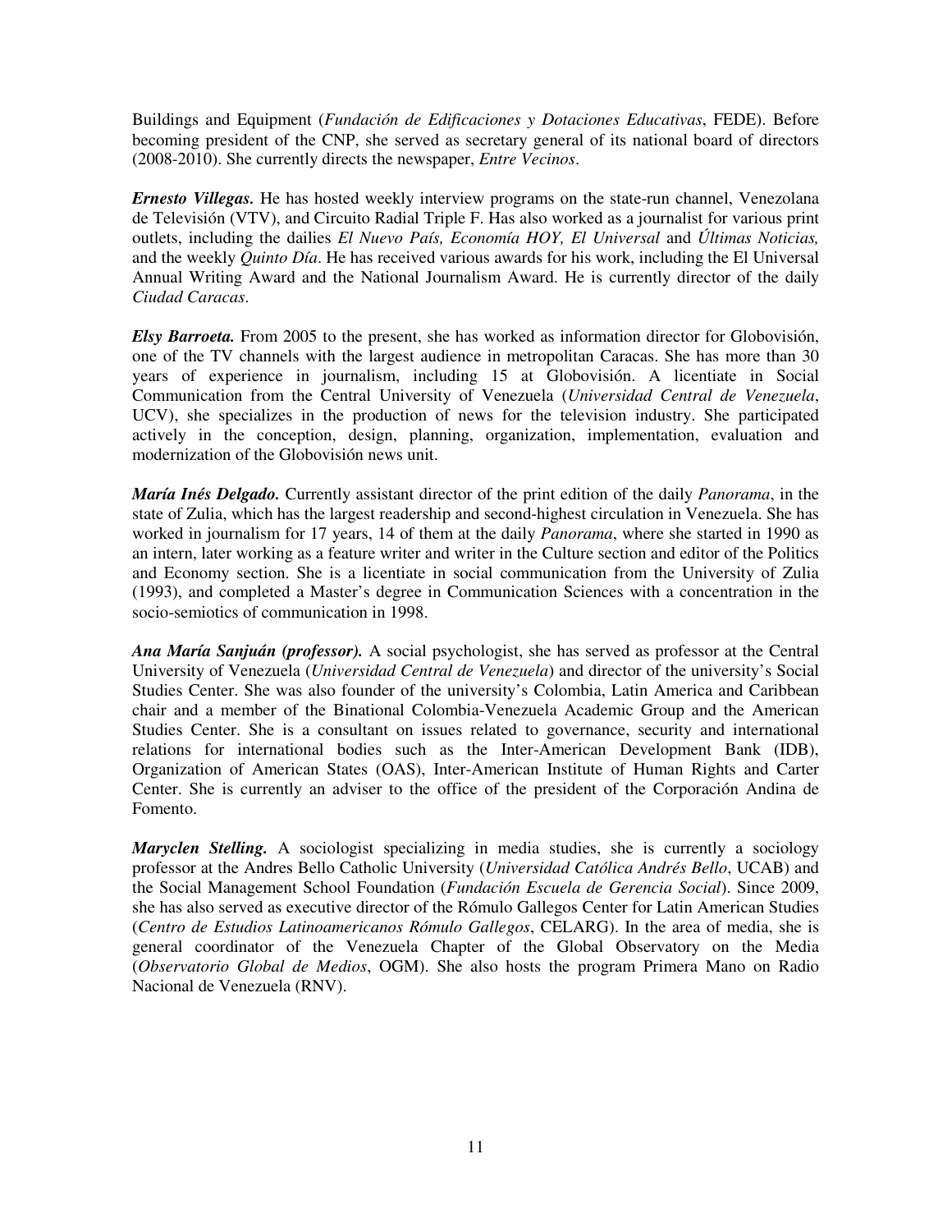Buildings and Equipment (*Fundación de Edificaciones y Dotaciones Educativas*, FEDE). Before becoming president of the CNP, she served as secretary general of its national board of directors (2008-2010). She currently directs the newspaper, *Entre Vecinos*.

***Ernesto Villegas.*** He has hosted weekly interview programs on the state-run channel, Venezolana de Televisión (VTV), and Circuito Radial Triple F. Has also worked as a journalist for various print outlets, including the dailies *El Nuevo País, Economía HOY, El Universal* and *Últimas Noticias,* and the weekly *Quinto Día*. He has received various awards for his work, including the El Universal Annual Writing Award and the National Journalism Award. He is currently director of the daily *Ciudad Caracas*.

***Elsy Barroeta.*** From 2005 to the present, she has worked as information director for Globovisión, one of the TV channels with the largest audience in metropolitan Caracas. She has more than 30 years of experience in journalism, including 15 at Globovisión. A licentiate in Social Communication from the Central University of Venezuela (*Universidad Central de Venezuela*, UCV), she specializes in the production of news for the television industry. She participated actively in the conception, design, planning, organization, implementation, evaluation and modernization of the Globovisión news unit.

***María Inés Delgado.*** Currently assistant director of the print edition of the daily *Panorama*, in the state of Zulia, which has the largest readership and second-highest circulation in Venezuela. She has worked in journalism for 17 years, 14 of them at the daily *Panorama*, where she started in 1990 as an intern, later working as a feature writer and writer in the Culture section and editor of the Politics and Economy section. She is a licentiate in social communication from the University of Zulia (1993), and completed a Master's degree in Communication Sciences with a concentration in the socio-semiotics of communication in 1998.

***Ana María Sanjuán (professor).*** A social psychologist, she has served as professor at the Central University of Venezuela (*Universidad Central de Venezuela*) and director of the university's Social Studies Center. She was also founder of the university's Colombia, Latin America and Caribbean chair and a member of the Binational Colombia-Venezuela Academic Group and the American Studies Center. She is a consultant on issues related to governance, security and international relations for international bodies such as the Inter-American Development Bank (IDB), Organization of American States (OAS), Inter-American Institute of Human Rights and Carter Center. She is currently an adviser to the office of the president of the Corporación Andina de Fomento.

***Maryclen Stelling.*** A sociologist specializing in media studies, she is currently a sociology professor at the Andres Bello Catholic University (*Universidad Católica Andrés Bello*, UCAB) and the Social Management School Foundation (*Fundación Escuela de Gerencia Social*). Since 2009, she has also served as executive director of the Rómulo Gallegos Center for Latin American Studies (*Centro de Estudios Latinoamericanos Rómulo Gallegos*, CELARG). In the area of media, she is general coordinator of the Venezuela Chapter of the Global Observatory on the Media (*Observatorio Global de Medios*, OGM). She also hosts the program Primera Mano on Radio Nacional de Venezuela (RNV).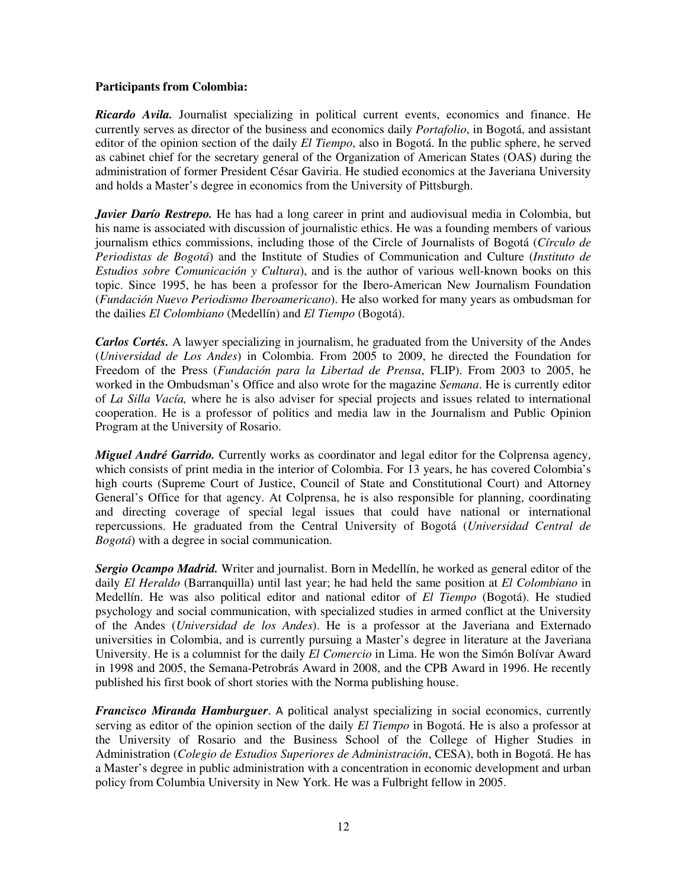**Participants from Colombia:**

***Ricardo Avila.*** Journalist specializing in political current events, economics and finance. He currently serves as director of the business and economics daily *Portafolio*, in Bogotá, and assistant editor of the opinion section of the daily *El Tiempo*, also in Bogotá. In the public sphere, he served as cabinet chief for the secretary general of the Organization of American States (OAS) during the administration of former President César Gaviria. He studied economics at the Javeriana University and holds a Master's degree in economics from the University of Pittsburgh.

***Javier Darío Restrepo.*** He has had a long career in print and audiovisual media in Colombia, but his name is associated with discussion of journalistic ethics. He was a founding members of various journalism ethics commissions, including those of the Circle of Journalists of Bogotá (*Círculo de Periodistas de Bogotá*) and the Institute of Studies of Communication and Culture (*Instituto de Estudios sobre Comunicación y Cultura*), and is the author of various well-known books on this topic. Since 1995, he has been a professor for the Ibero-American New Journalism Foundation (*Fundación Nuevo Periodismo Iberoamericano*). He also worked for many years as ombudsman for the dailies *El Colombiano* (Medellín) and *El Tiempo* (Bogotá).

***Carlos Cortés.*** A lawyer specializing in journalism, he graduated from the University of the Andes (*Universidad de Los Andes*) in Colombia. From 2005 to 2009, he directed the Foundation for Freedom of the Press (*Fundación para la Libertad de Prensa*, FLIP). From 2003 to 2005, he worked in the Ombudsman's Office and also wrote for the magazine *Semana*. He is currently editor of *La Silla Vacía,* where he is also adviser for special projects and issues related to international cooperation. He is a professor of politics and media law in the Journalism and Public Opinion Program at the University of Rosario.

***Miguel André Garrido.*** Currently works as coordinator and legal editor for the Colprensa agency, which consists of print media in the interior of Colombia. For 13 years, he has covered Colombia's high courts (Supreme Court of Justice, Council of State and Constitutional Court) and Attorney General's Office for that agency. At Colprensa, he is also responsible for planning, coordinating and directing coverage of special legal issues that could have national or international repercussions. He graduated from the Central University of Bogotá (*Universidad Central de Bogotá*) with a degree in social communication.

***Sergio Ocampo Madrid.*** Writer and journalist. Born in Medellín, he worked as general editor of the daily *El Heraldo* (Barranquilla) until last year; he had held the same position at *El Colombiano* in Medellín. He was also political editor and national editor of *El Tiempo* (Bogotá). He studied psychology and social communication, with specialized studies in armed conflict at the University of the Andes (*Universidad de los Andes*). He is a professor at the Javeriana and Externado universities in Colombia, and is currently pursuing a Master's degree in literature at the Javeriana University. He is a columnist for the daily *El Comercio* in Lima. He won the Simón Bolívar Award in 1998 and 2005, the Semana-Petrobrás Award in 2008, and the CPB Award in 1996. He recently published his first book of short stories with the Norma publishing house.

***Francisco Miranda Hamburguer*.** A political analyst specializing in social economics, currently serving as editor of the opinion section of the daily *El Tiempo* in Bogotá. He is also a professor at the University of Rosario and the Business School of the College of Higher Studies in Administration (*Colegio de Estudios Superiores de Administración*, CESA), both in Bogotá. He has a Master's degree in public administration with a concentration in economic development and urban policy from Columbia University in New York. He was a Fulbright fellow in 2005.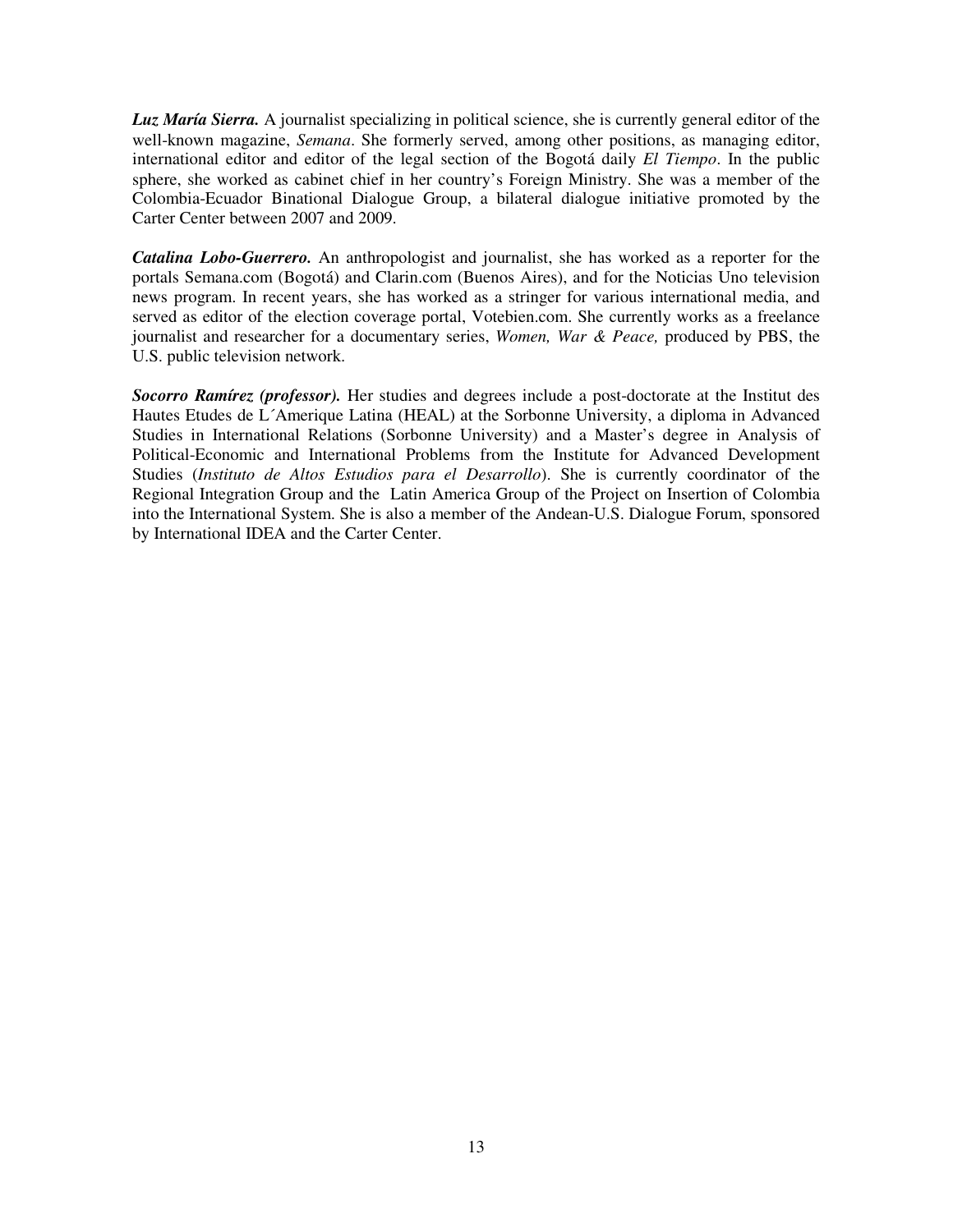***Luz María Sierra.*** A journalist specializing in political science, she is currently general editor of the well-known magazine, *Semana*. She formerly served, among other positions, as managing editor, international editor and editor of the legal section of the Bogotá daily *El Tiempo*. In the public sphere, she worked as cabinet chief in her country's Foreign Ministry. She was a member of the Colombia-Ecuador Binational Dialogue Group, a bilateral dialogue initiative promoted by the Carter Center between 2007 and 2009.

***Catalina Lobo-Guerrero.*** An anthropologist and journalist, she has worked as a reporter for the portals Semana.com (Bogotá) and Clarin.com (Buenos Aires), and for the Noticias Uno television news program. In recent years, she has worked as a stringer for various international media, and served as editor of the election coverage portal, Votebien.com. She currently works as a freelance journalist and researcher for a documentary series, *Women, War & Peace,* produced by PBS, the U.S. public television network.

***Socorro Ramírez (professor).*** Her studies and degrees include a post-doctorate at the Institut des Hautes Etudes de L´Amerique Latina (HEAL) at the Sorbonne University, a diploma in Advanced Studies in International Relations (Sorbonne University) and a Master's degree in Analysis of Political-Economic and International Problems from the Institute for Advanced Development Studies (*Instituto de Altos Estudios para el Desarrollo*). She is currently coordinator of the Regional Integration Group and the Latin America Group of the Project on Insertion of Colombia into the International System. She is also a member of the Andean-U.S. Dialogue Forum, sponsored by International IDEA and the Carter Center.